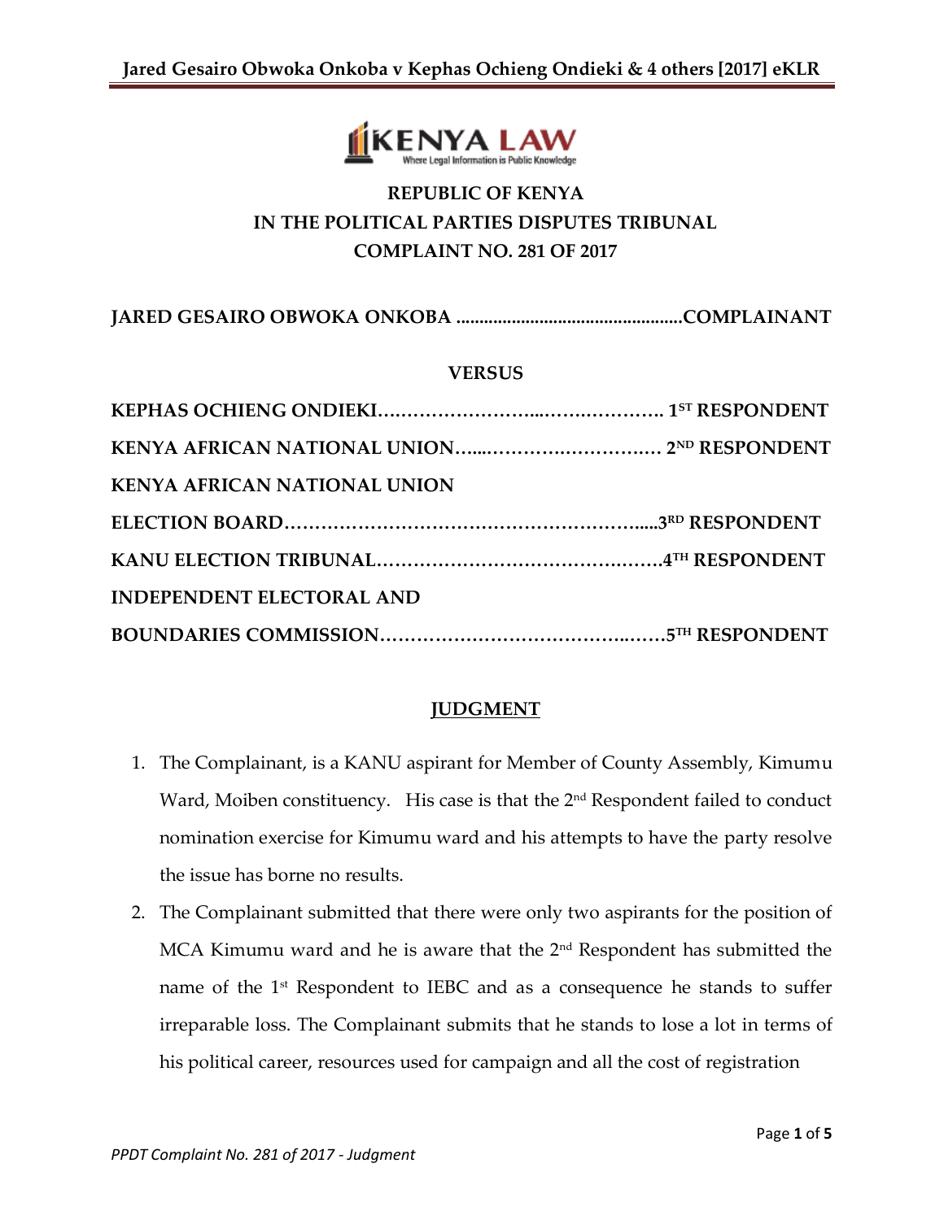**REPUBLIC OF KENYA**
**IN THE POLITICAL PARTIES DISPUTES TRIBUNAL**
**COMPLAINT NO. 281 OF 2017**

**JARED GESAIRO OBWOKA ONKOBA ................................................COMPLAINANT**

**VERSUS**

**KEPHAS OCHIENG ONDIEKI…………………...…….…………. 1ST RESPONDENT**

**KENYA AFRICAN NATIONAL UNION…...……………….……… 2ND RESPONDENT**

**KENYA AFRICAN NATIONAL UNION**

**ELECTION BOARD………………………………………………….....3RD RESPONDENT**

**KANU ELECTION TRIBUNAL……………………………….……….4TH RESPONDENT**

**INDEPENDENT ELECTORAL AND**

**BOUNDARIES COMMISSION…………………………………..……5TH RESPONDENT**

## JUDGMENT

1. The Complainant, is a KANU aspirant for Member of County Assembly, Kimumu Ward, Moiben constituency. His case is that the 2nd Respondent failed to conduct nomination exercise for Kimumu ward and his attempts to have the party resolve the issue has borne no results.
2. The Complainant submitted that there were only two aspirants for the position of MCA Kimumu ward and he is aware that the 2nd Respondent has submitted the name of the 1st Respondent to IEBC and as a consequence he stands to suffer irreparable loss. The Complainant submits that he stands to lose a lot in terms of his political career, resources used for campaign and all the cost of registration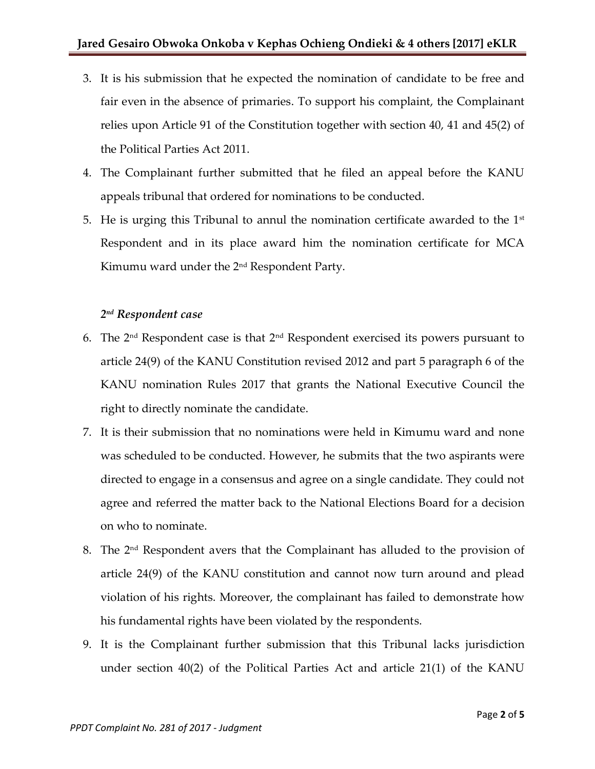3. It is his submission that he expected the nomination of candidate to be free and fair even in the absence of primaries. To support his complaint, the Complainant relies upon Article 91 of the Constitution together with section 40, 41 and 45(2) of the Political Parties Act 2011.
4. The Complainant further submitted that he filed an appeal before the KANU appeals tribunal that ordered for nominations to be conducted.
5. He is urging this Tribunal to annul the nomination certificate awarded to the 1st Respondent and in its place award him the nomination certificate for MCA Kimumu ward under the 2nd Respondent Party.

***2nd Respondent case***

6. The 2nd Respondent case is that 2nd Respondent exercised its powers pursuant to article 24(9) of the KANU Constitution revised 2012 and part 5 paragraph 6 of the KANU nomination Rules 2017 that grants the National Executive Council the right to directly nominate the candidate.
7. It is their submission that no nominations were held in Kimumu ward and none was scheduled to be conducted. However, he submits that the two aspirants were directed to engage in a consensus and agree on a single candidate. They could not agree and referred the matter back to the National Elections Board for a decision on who to nominate.
8. The 2nd Respondent avers that the Complainant has alluded to the provision of article 24(9) of the KANU constitution and cannot now turn around and plead violation of his rights. Moreover, the complainant has failed to demonstrate how his fundamental rights have been violated by the respondents.
9. It is the Complainant further submission that this Tribunal lacks jurisdiction under section 40(2) of the Political Parties Act and article 21(1) of the KANU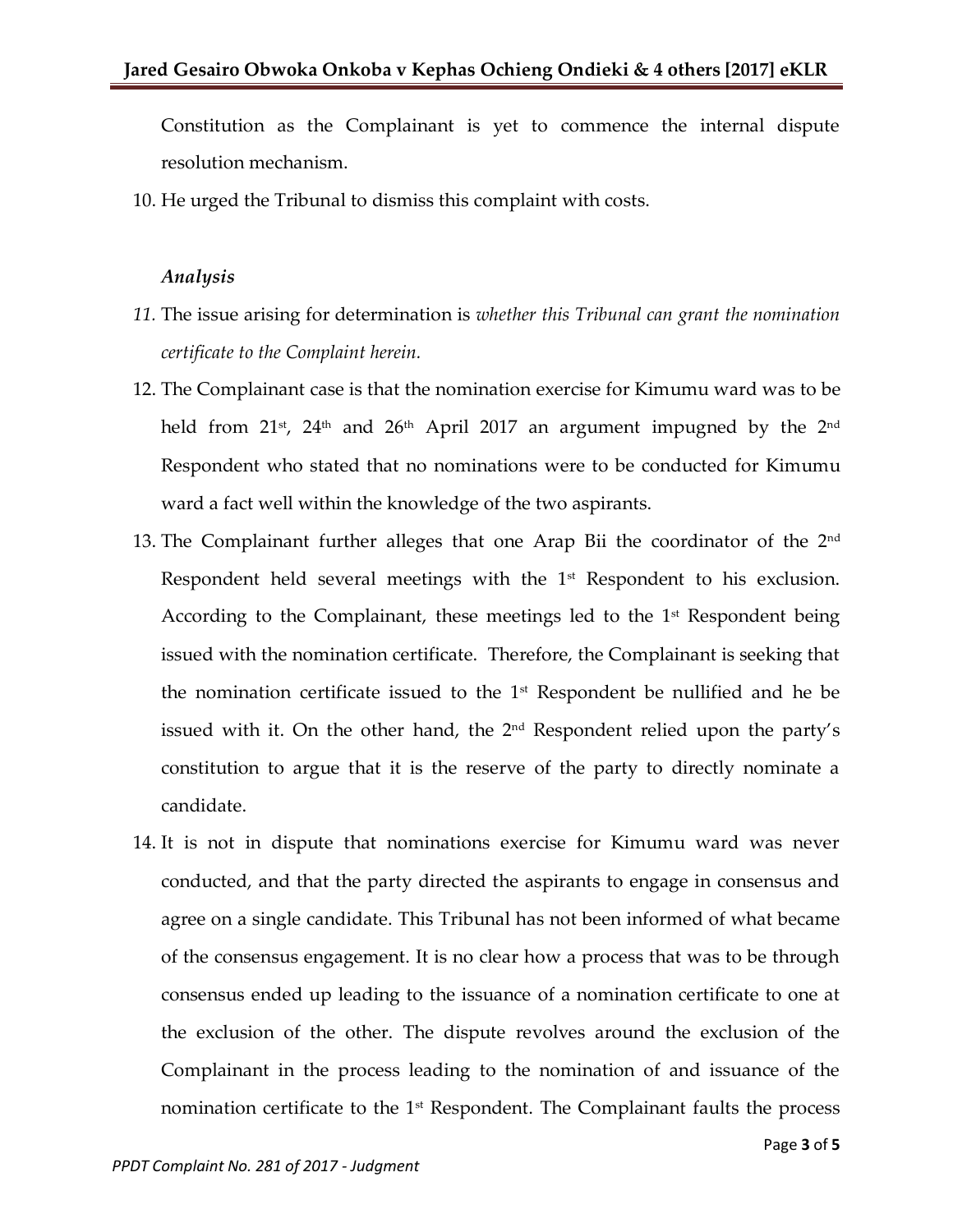Constitution as the Complainant is yet to commence the internal dispute resolution mechanism.

10. He urged the Tribunal to dismiss this complaint with costs.

*Analysis*

11. The issue arising for determination is *whether this Tribunal can grant the nomination certificate to the Complaint herein.*
12. The Complainant case is that the nomination exercise for Kimumu ward was to be held from 21st, 24th and 26th April 2017 an argument impugned by the 2nd Respondent who stated that no nominations were to be conducted for Kimumu ward a fact well within the knowledge of the two aspirants.
13. The Complainant further alleges that one Arap Bii the coordinator of the 2nd Respondent held several meetings with the 1st Respondent to his exclusion. According to the Complainant, these meetings led to the 1st Respondent being issued with the nomination certificate. Therefore, the Complainant is seeking that the nomination certificate issued to the 1st Respondent be nullified and he be issued with it. On the other hand, the 2nd Respondent relied upon the party's constitution to argue that it is the reserve of the party to directly nominate a candidate.
14. It is not in dispute that nominations exercise for Kimumu ward was never conducted, and that the party directed the aspirants to engage in consensus and agree on a single candidate. This Tribunal has not been informed of what became of the consensus engagement. It is no clear how a process that was to be through consensus ended up leading to the issuance of a nomination certificate to one at the exclusion of the other. The dispute revolves around the exclusion of the Complainant in the process leading to the nomination of and issuance of the nomination certificate to the 1st Respondent. The Complainant faults the process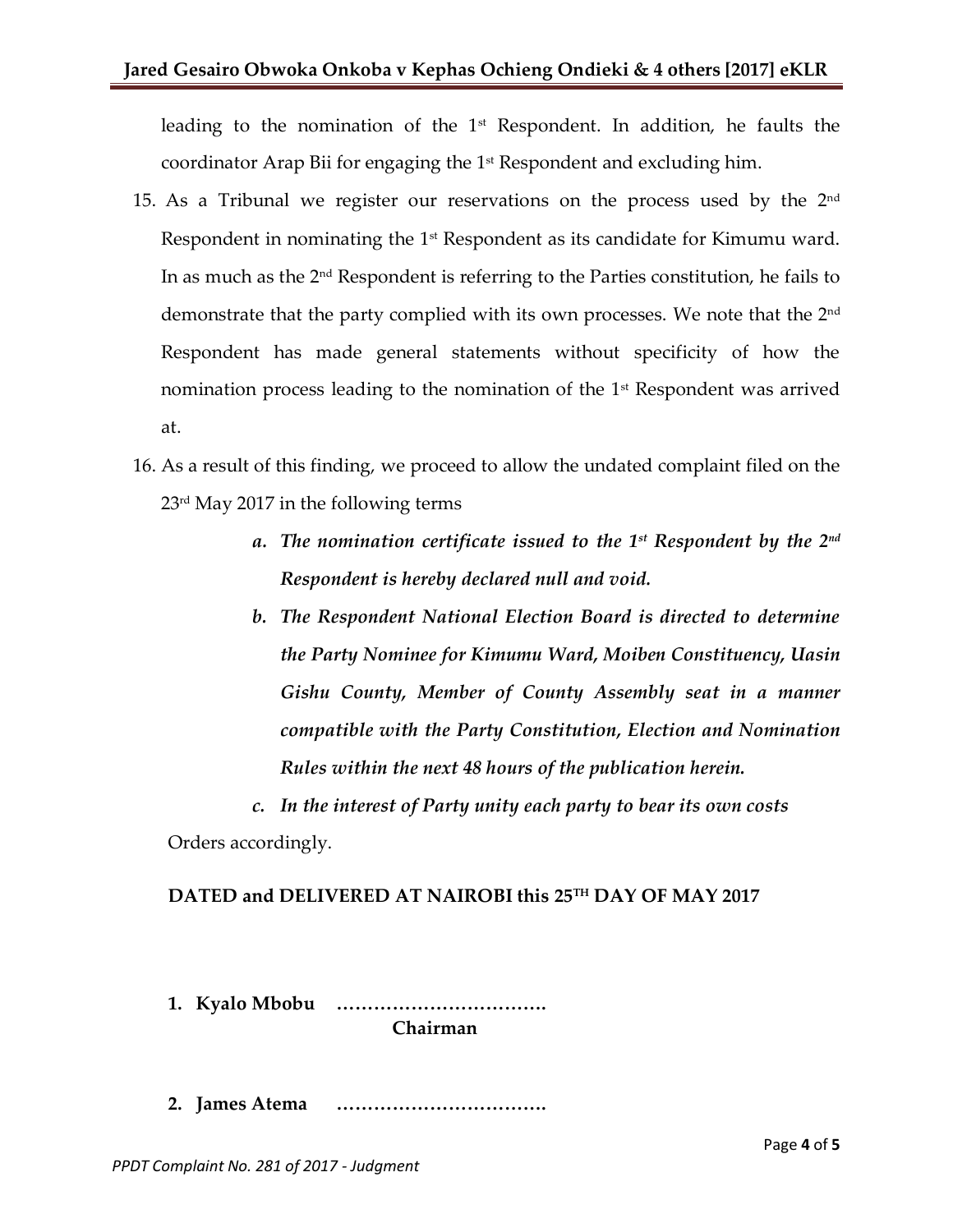leading to the nomination of the 1st Respondent. In addition, he faults the coordinator Arap Bii for engaging the 1st Respondent and excluding him.

15. As a Tribunal we register our reservations on the process used by the 2nd Respondent in nominating the 1st Respondent as its candidate for Kimumu ward. In as much as the 2nd Respondent is referring to the Parties constitution, he fails to demonstrate that the party complied with its own processes. We note that the 2nd Respondent has made general statements without specificity of how the nomination process leading to the nomination of the 1st Respondent was arrived at.

16. As a result of this finding, we proceed to allow the undated complaint filed on the 23rd May 2017 in the following terms

    a. ***The nomination certificate issued to the 1st Respondent by the 2nd Respondent is hereby declared null and void.***

    b. ***The Respondent National Election Board is directed to determine the Party Nominee for Kimumu Ward, Moiben Constituency, Uasin Gishu County, Member of County Assembly seat in a manner compatible with the Party Constitution, Election and Nomination Rules within the next 48 hours of the publication herein.***

    c. ***In the interest of Party unity each party to bear its own costs***

Orders accordingly.

**DATED and DELIVERED AT NAIROBI this 25TH DAY OF MAY 2017**

1. **Kyalo Mbobu** …………………………….
   **Chairman**

2. **James Atema** …………………………….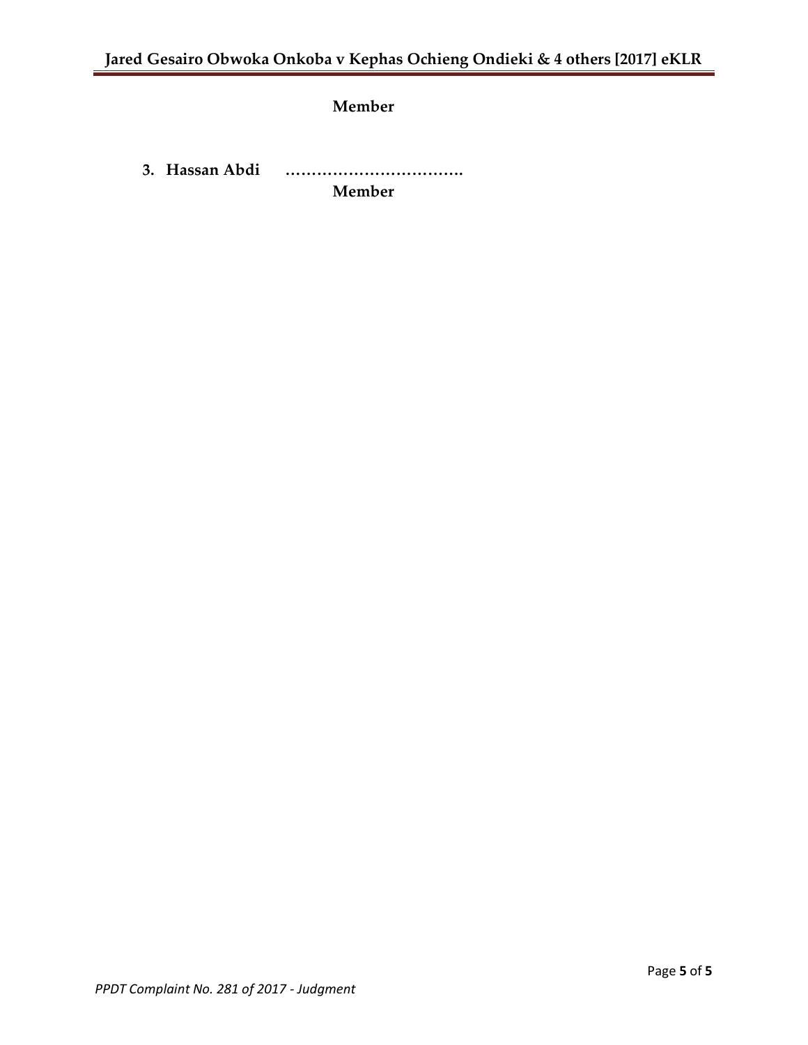**Member**

3. **Hassan Abdi** **…………………………….**

   **Member**